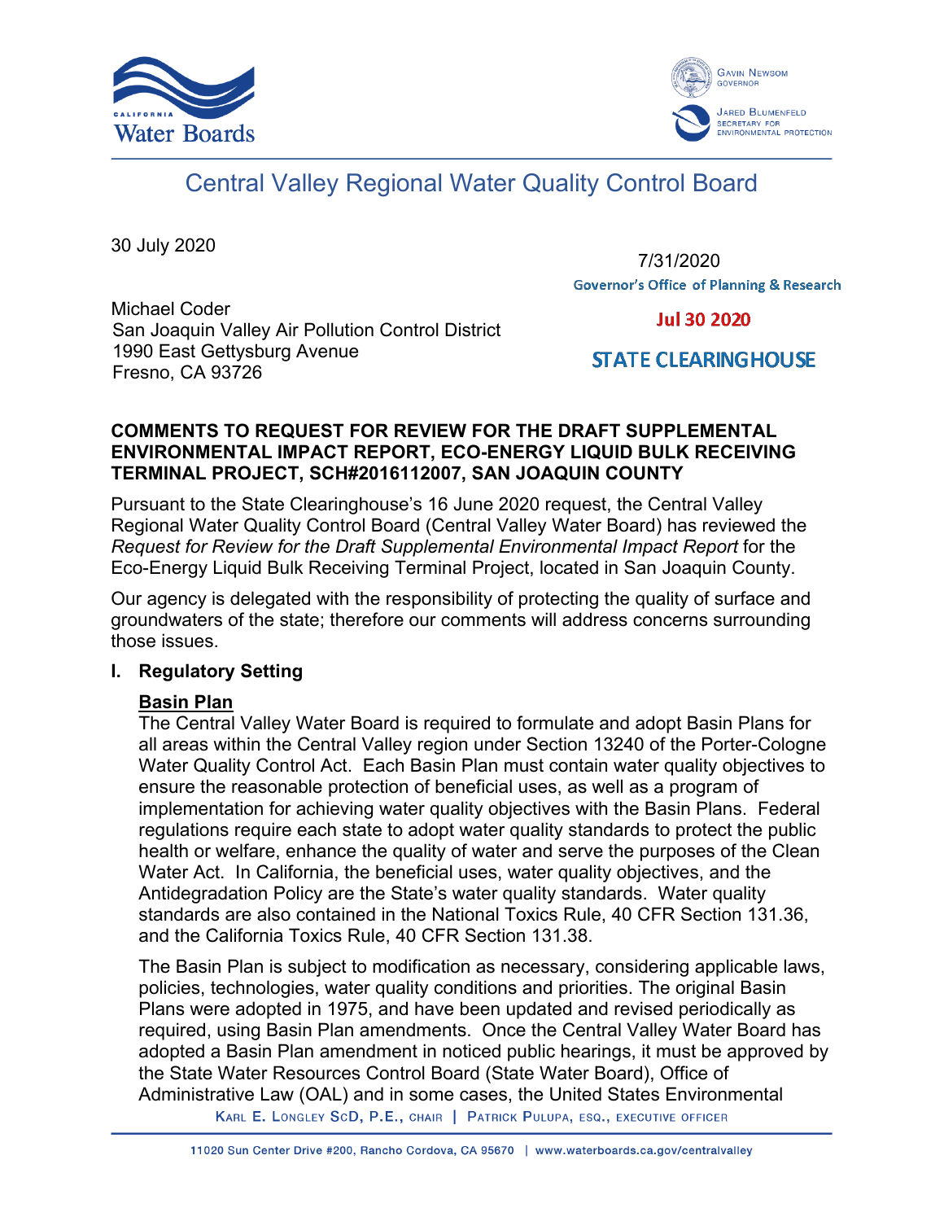# Central Valley Regional Water Quality Control Board

30 July 2020

7/31/2020
Governor's Office of Planning & Research

Jul 30 2020

STATE CLEARINGHOUSE

Michael Coder
San Joaquin Valley Air Pollution Control District
1990 East Gettysburg Avenue
Fresno, CA 93726

**COMMENTS TO REQUEST FOR REVIEW FOR THE DRAFT SUPPLEMENTAL ENVIRONMENTAL IMPACT REPORT, ECO-ENERGY LIQUID BULK RECEIVING TERMINAL PROJECT, SCH#2016112007, SAN JOAQUIN COUNTY**

Pursuant to the State Clearinghouse's 16 June 2020 request, the Central Valley Regional Water Quality Control Board (Central Valley Water Board) has reviewed the *Request for Review for the Draft Supplemental Environmental Impact Report* for the Eco-Energy Liquid Bulk Receiving Terminal Project, located in San Joaquin County.

Our agency is delegated with the responsibility of protecting the quality of surface and groundwaters of the state; therefore our comments will address concerns surrounding those issues.

## I. Regulatory Setting

### Basin Plan

The Central Valley Water Board is required to formulate and adopt Basin Plans for all areas within the Central Valley region under Section 13240 of the Porter-Cologne Water Quality Control Act. Each Basin Plan must contain water quality objectives to ensure the reasonable protection of beneficial uses, as well as a program of implementation for achieving water quality objectives with the Basin Plans. Federal regulations require each state to adopt water quality standards to protect the public health or welfare, enhance the quality of water and serve the purposes of the Clean Water Act. In California, the beneficial uses, water quality objectives, and the Antidegradation Policy are the State's water quality standards. Water quality standards are also contained in the National Toxics Rule, 40 CFR Section 131.36, and the California Toxics Rule, 40 CFR Section 131.38.

The Basin Plan is subject to modification as necessary, considering applicable laws, policies, technologies, water quality conditions and priorities. The original Basin Plans were adopted in 1975, and have been updated and revised periodically as required, using Basin Plan amendments. Once the Central Valley Water Board has adopted a Basin Plan amendment in noticed public hearings, it must be approved by the State Water Resources Control Board (State Water Board), Office of Administrative Law (OAL) and in some cases, the United States Environmental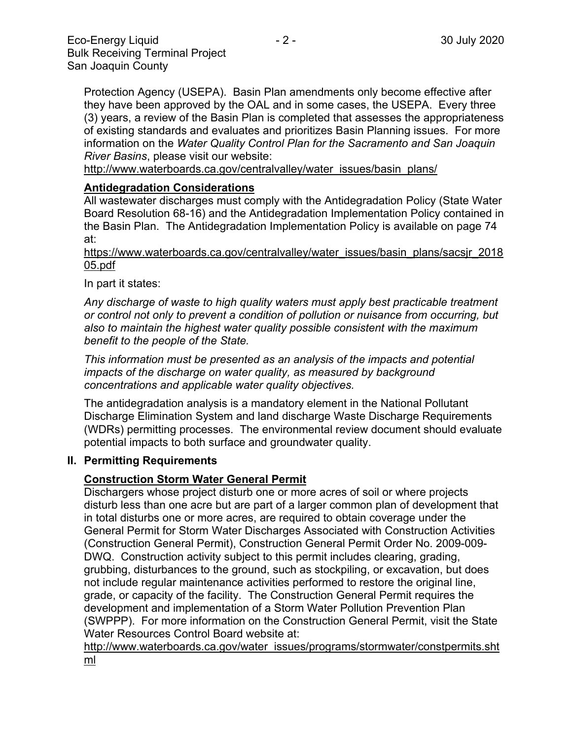Protection Agency (USEPA). Basin Plan amendments only become effective after they have been approved by the OAL and in some cases, the USEPA. Every three (3) years, a review of the Basin Plan is completed that assesses the appropriateness of existing standards and evaluates and prioritizes Basin Planning issues. For more information on the *Water Quality Control Plan for the Sacramento and San Joaquin River Basins*, please visit our website:
http://www.waterboards.ca.gov/centralvalley/water_issues/basin_plans/

**Antidegradation Considerations**

All wastewater discharges must comply with the Antidegradation Policy (State Water Board Resolution 68-16) and the Antidegradation Implementation Policy contained in the Basin Plan. The Antidegradation Implementation Policy is available on page 74 at:
https://www.waterboards.ca.gov/centralvalley/water_issues/basin_plans/sacsjr_201805.pdf

In part it states:

*Any discharge of waste to high quality waters must apply best practicable treatment or control not only to prevent a condition of pollution or nuisance from occurring, but also to maintain the highest water quality possible consistent with the maximum benefit to the people of the State.*

*This information must be presented as an analysis of the impacts and potential impacts of the discharge on water quality, as measured by background concentrations and applicable water quality objectives.*

The antidegradation analysis is a mandatory element in the National Pollutant Discharge Elimination System and land discharge Waste Discharge Requirements (WDRs) permitting processes. The environmental review document should evaluate potential impacts to both surface and groundwater quality.

## II. Permitting Requirements

**Construction Storm Water General Permit**

Dischargers whose project disturb one or more acres of soil or where projects disturb less than one acre but are part of a larger common plan of development that in total disturbs one or more acres, are required to obtain coverage under the General Permit for Storm Water Discharges Associated with Construction Activities (Construction General Permit), Construction General Permit Order No. 2009-009-DWQ. Construction activity subject to this permit includes clearing, grading, grubbing, disturbances to the ground, such as stockpiling, or excavation, but does not include regular maintenance activities performed to restore the original line, grade, or capacity of the facility. The Construction General Permit requires the development and implementation of a Storm Water Pollution Prevention Plan (SWPPP). For more information on the Construction General Permit, visit the State Water Resources Control Board website at:
http://www.waterboards.ca.gov/water_issues/programs/stormwater/constpermits.shtml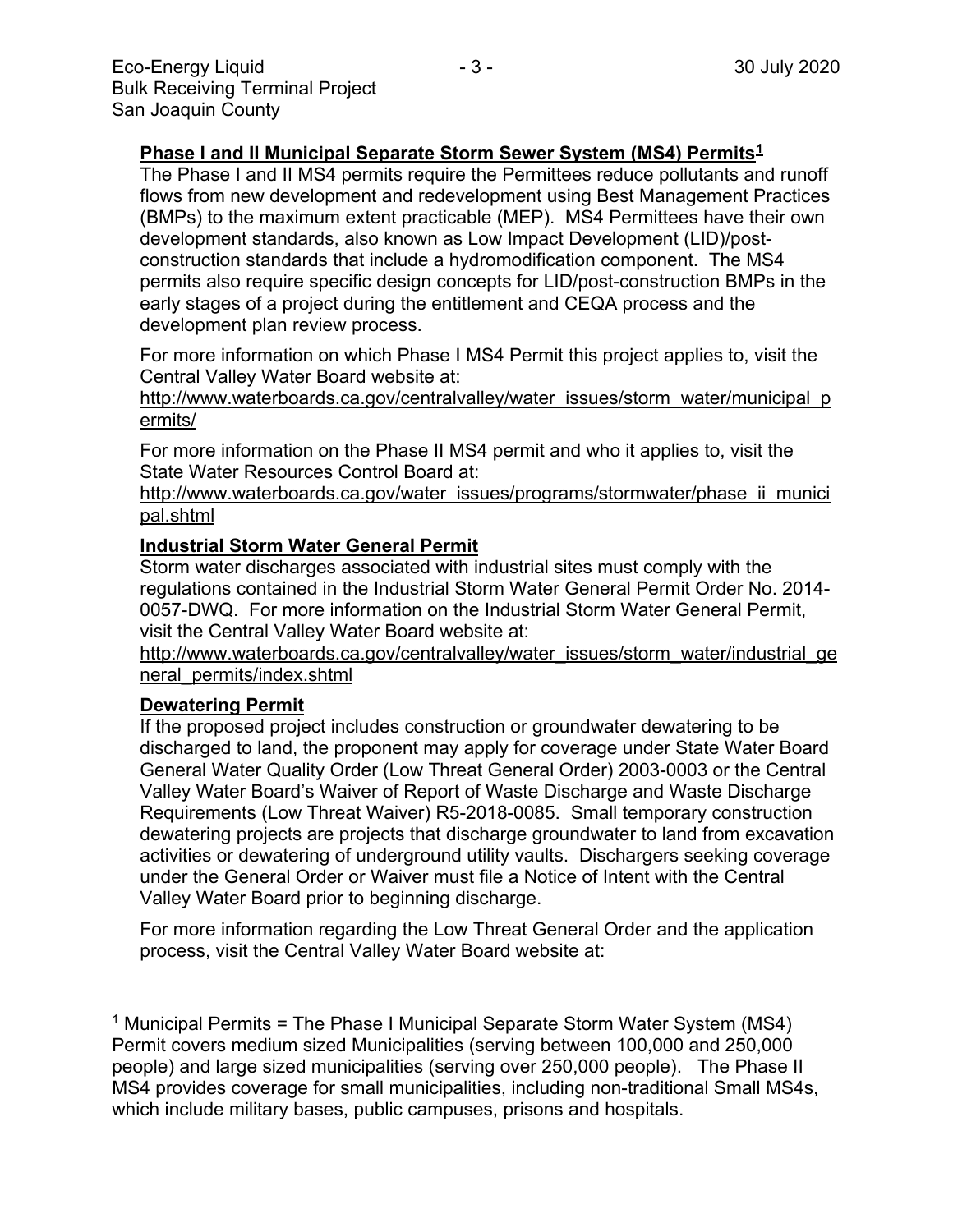**Phase I and II Municipal Separate Storm Sewer System (MS4) Permits[1]**

The Phase I and II MS4 permits require the Permittees reduce pollutants and runoff flows from new development and redevelopment using Best Management Practices (BMPs) to the maximum extent practicable (MEP). MS4 Permittees have their own development standards, also known as Low Impact Development (LID)/post-construction standards that include a hydromodification component. The MS4 permits also require specific design concepts for LID/post-construction BMPs in the early stages of a project during the entitlement and CEQA process and the development plan review process.

For more information on which Phase I MS4 Permit this project applies to, visit the Central Valley Water Board website at:
http://www.waterboards.ca.gov/centralvalley/water_issues/storm_water/municipal_permits/

For more information on the Phase II MS4 permit and who it applies to, visit the State Water Resources Control Board at:
http://www.waterboards.ca.gov/water_issues/programs/stormwater/phase_ii_municipal.shtml

**Industrial Storm Water General Permit**

Storm water discharges associated with industrial sites must comply with the regulations contained in the Industrial Storm Water General Permit Order No. 2014-0057-DWQ. For more information on the Industrial Storm Water General Permit, visit the Central Valley Water Board website at:
http://www.waterboards.ca.gov/centralvalley/water_issues/storm_water/industrial_general_permits/index.shtml

**Dewatering Permit**

If the proposed project includes construction or groundwater dewatering to be discharged to land, the proponent may apply for coverage under State Water Board General Water Quality Order (Low Threat General Order) 2003-0003 or the Central Valley Water Board's Waiver of Report of Waste Discharge and Waste Discharge Requirements (Low Threat Waiver) R5-2018-0085. Small temporary construction dewatering projects are projects that discharge groundwater to land from excavation activities or dewatering of underground utility vaults. Dischargers seeking coverage under the General Order or Waiver must file a Notice of Intent with the Central Valley Water Board prior to beginning discharge.

For more information regarding the Low Threat General Order and the application process, visit the Central Valley Water Board website at:

---

[1] Municipal Permits = The Phase I Municipal Separate Storm Water System (MS4) Permit covers medium sized Municipalities (serving between 100,000 and 250,000 people) and large sized municipalities (serving over 250,000 people). The Phase II MS4 provides coverage for small municipalities, including non-traditional Small MS4s, which include military bases, public campuses, prisons and hospitals.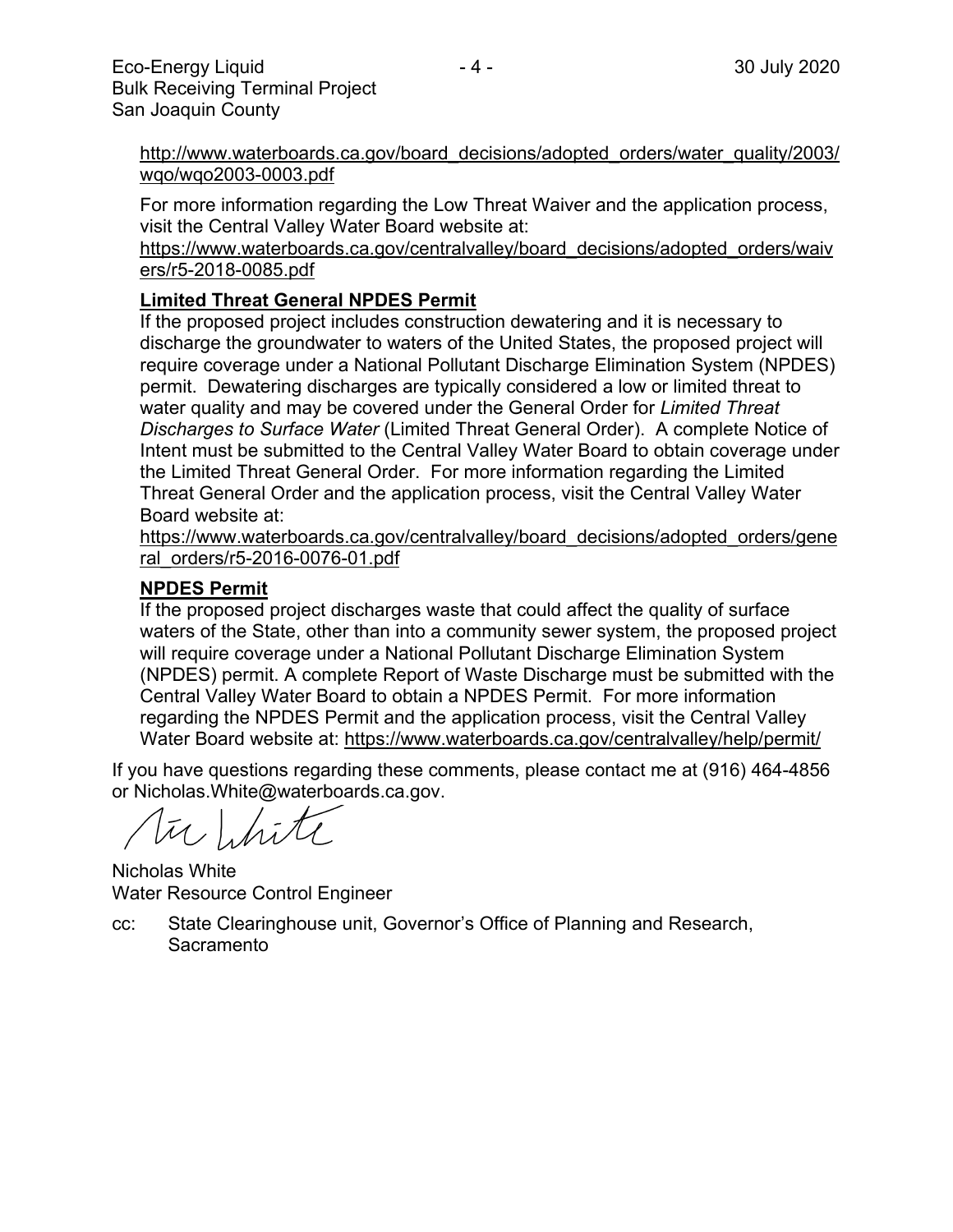http://www.waterboards.ca.gov/board_decisions/adopted_orders/water_quality/2003/wqo/wqo2003-0003.pdf

For more information regarding the Low Threat Waiver and the application process, visit the Central Valley Water Board website at: https://www.waterboards.ca.gov/centralvalley/board_decisions/adopted_orders/waivers/r5-2018-0085.pdf

**Limited Threat General NPDES Permit**

If the proposed project includes construction dewatering and it is necessary to discharge the groundwater to waters of the United States, the proposed project will require coverage under a National Pollutant Discharge Elimination System (NPDES) permit. Dewatering discharges are typically considered a low or limited threat to water quality and may be covered under the General Order for *Limited Threat Discharges to Surface Water* (Limited Threat General Order). A complete Notice of Intent must be submitted to the Central Valley Water Board to obtain coverage under the Limited Threat General Order. For more information regarding the Limited Threat General Order and the application process, visit the Central Valley Water Board website at: https://www.waterboards.ca.gov/centralvalley/board_decisions/adopted_orders/general_orders/r5-2016-0076-01.pdf

**NPDES Permit**

If the proposed project discharges waste that could affect the quality of surface waters of the State, other than into a community sewer system, the proposed project will require coverage under a National Pollutant Discharge Elimination System (NPDES) permit. A complete Report of Waste Discharge must be submitted with the Central Valley Water Board to obtain a NPDES Permit. For more information regarding the NPDES Permit and the application process, visit the Central Valley Water Board website at: https://www.waterboards.ca.gov/centralvalley/help/permit/

If you have questions regarding these comments, please contact me at (916) 464-4856 or Nicholas.White@waterboards.ca.gov.

Nicholas White
Water Resource Control Engineer

cc: State Clearinghouse unit, Governor's Office of Planning and Research, Sacramento